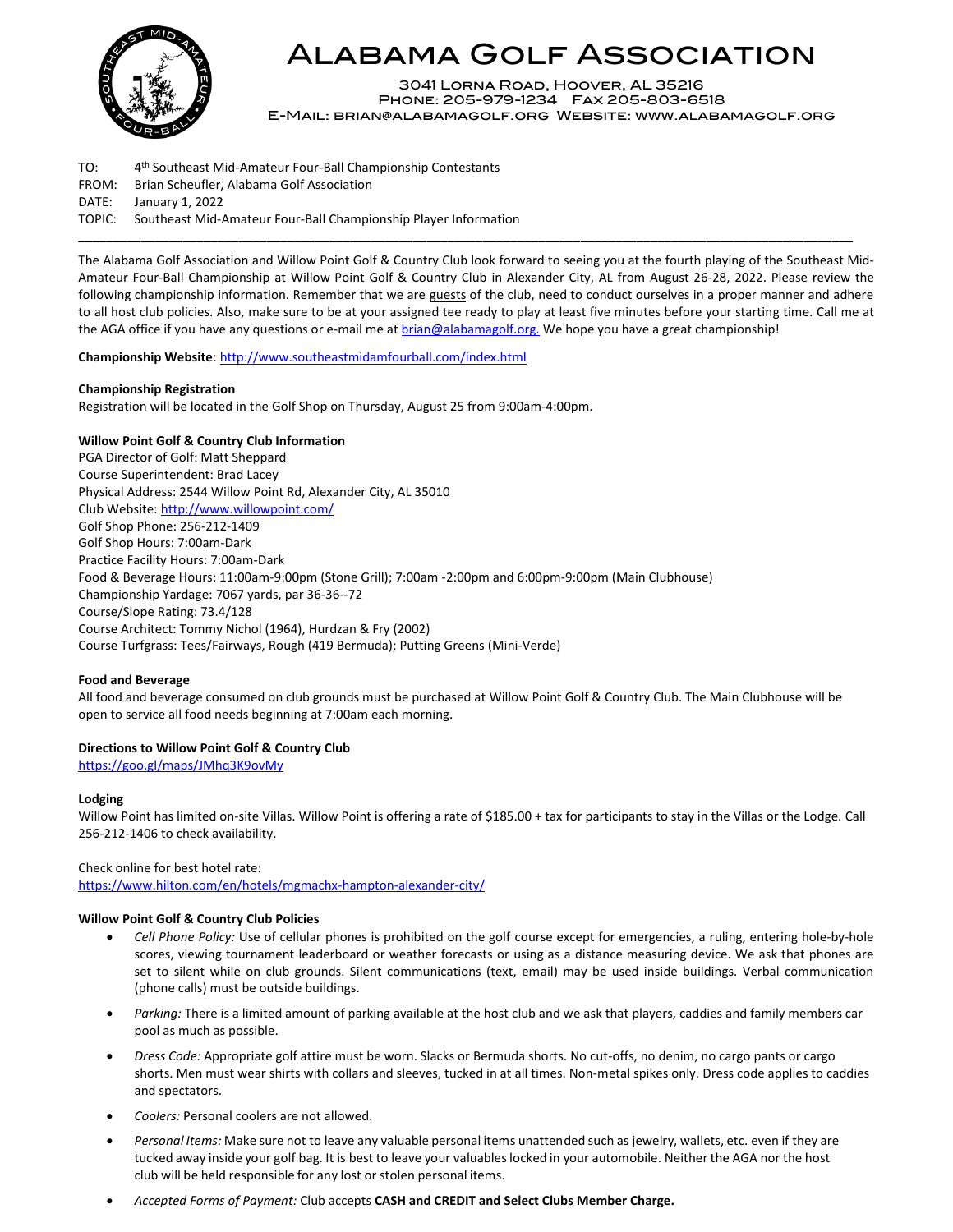# Alabama Golf Association

3041 Lorna Road, Hoover, AL 35216
Phone: 205-979-1234 Fax 205-803-6518
E-Mail: brian@alabamagolf.org Website: www.alabamagolf.org

TO: 4th Southeast Mid-Amateur Four-Ball Championship Contestants
FROM: Brian Scheufler, Alabama Golf Association
DATE: January 1, 2022
TOPIC: Southeast Mid-Amateur Four-Ball Championship Player Information

---

The Alabama Golf Association and Willow Point Golf & Country Club look forward to seeing you at the fourth playing of the Southeast Mid-Amateur Four-Ball Championship at Willow Point Golf & Country Club in Alexander City, AL from August 26-28, 2022. Please review the following championship information. Remember that we are guests of the club, need to conduct ourselves in a proper manner and adhere to all host club policies. Also, make sure to be at your assigned tee ready to play at least five minutes before your starting time. Call me at the AGA office if you have any questions or e-mail me at brian@alabamagolf.org. We hope you have a great championship!

**Championship Website**: http://www.southeastmidamfourball.com/index.html

**Championship Registration**
Registration will be located in the Golf Shop on Thursday, August 25 from 9:00am-4:00pm.

**Willow Point Golf & Country Club Information**
PGA Director of Golf: Matt Sheppard
Course Superintendent: Brad Lacey
Physical Address: 2544 Willow Point Rd, Alexander City, AL 35010
Club Website: http://www.willowpoint.com/
Golf Shop Phone: 256-212-1409
Golf Shop Hours: 7:00am-Dark
Practice Facility Hours: 7:00am-Dark
Food & Beverage Hours: 11:00am-9:00pm (Stone Grill); 7:00am -2:00pm and 6:00pm-9:00pm (Main Clubhouse)
Championship Yardage: 7067 yards, par 36-36--72
Course/Slope Rating: 73.4/128
Course Architect: Tommy Nichol (1964), Hurdzan & Fry (2002)
Course Turfgrass: Tees/Fairways, Rough (419 Bermuda); Putting Greens (Mini-Verde)

**Food and Beverage**
All food and beverage consumed on club grounds must be purchased at Willow Point Golf & Country Club. The Main Clubhouse will be open to service all food needs beginning at 7:00am each morning.

**Directions to Willow Point Golf & Country Club**
https://goo.gl/maps/JMhq3K9ovMy

**Lodging**
Willow Point has limited on-site Villas. Willow Point is offering a rate of $185.00 + tax for participants to stay in the Villas or the Lodge. Call 256-212-1406 to check availability.

Check online for best hotel rate:
https://www.hilton.com/en/hotels/mgmachx-hampton-alexander-city/

**Willow Point Golf & Country Club Policies**

- *Cell Phone Policy:* Use of cellular phones is prohibited on the golf course except for emergencies, a ruling, entering hole-by-hole scores, viewing tournament leaderboard or weather forecasts or using as a distance measuring device. We ask that phones are set to silent while on club grounds. Silent communications (text, email) may be used inside buildings. Verbal communication (phone calls) must be outside buildings.
- *Parking:* There is a limited amount of parking available at the host club and we ask that players, caddies and family members car pool as much as possible.
- *Dress Code:* Appropriate golf attire must be worn. Slacks or Bermuda shorts. No cut-offs, no denim, no cargo pants or cargo shorts. Men must wear shirts with collars and sleeves, tucked in at all times. Non-metal spikes only. Dress code applies to caddies and spectators.
- *Coolers:* Personal coolers are not allowed.
- *Personal Items:* Make sure not to leave any valuable personal items unattended such as jewelry, wallets, etc. even if they are tucked away inside your golf bag. It is best to leave your valuables locked in your automobile. Neither the AGA nor the host club will be held responsible for any lost or stolen personal items.
- *Accepted Forms of Payment:* Club accepts **CASH and CREDIT and Select Clubs Member Charge.**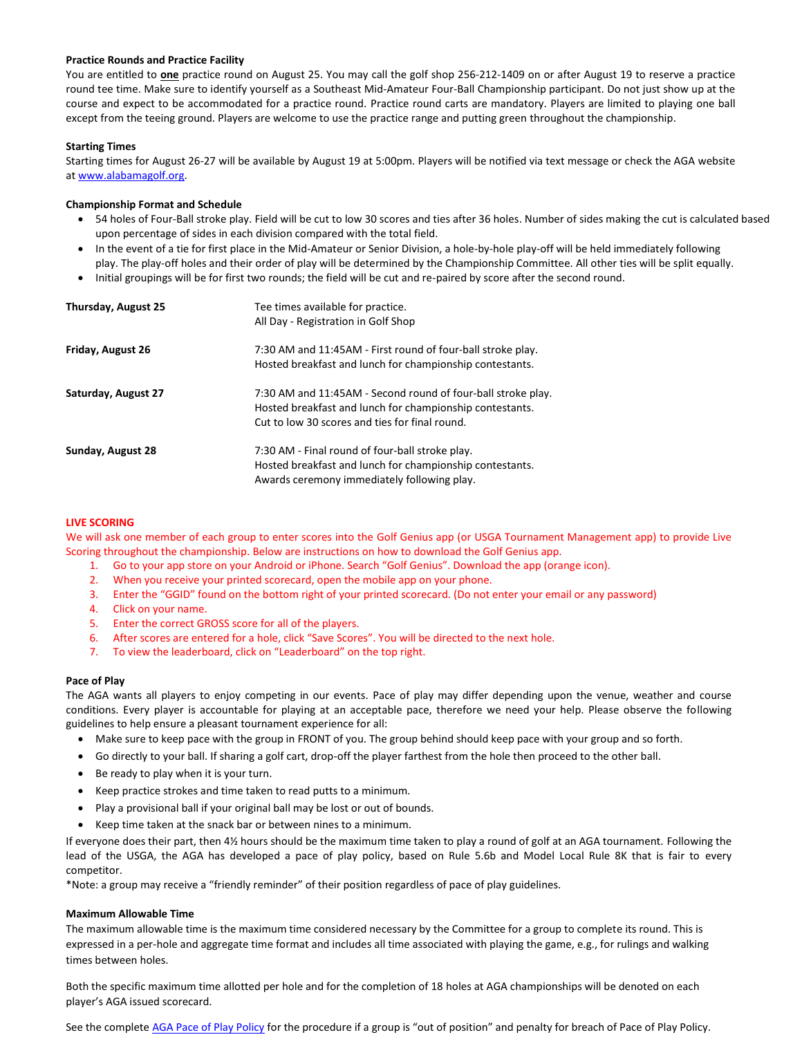**Practice Rounds and Practice Facility**

You are entitled to **one** practice round on August 25. You may call the golf shop 256-212-1409 on or after August 19 to reserve a practice round tee time. Make sure to identify yourself as a Southeast Mid-Amateur Four-Ball Championship participant. Do not just show up at the course and expect to be accommodated for a practice round. Practice round carts are mandatory. Players are limited to playing one ball except from the teeing ground. Players are welcome to use the practice range and putting green throughout the championship.

**Starting Times**

Starting times for August 26-27 will be available by August 19 at 5:00pm. Players will be notified via text message or check the AGA website at [www.alabamagolf.org](http://www.alabamagolf.org).

**Championship Format and Schedule**

- 54 holes of Four-Ball stroke play. Field will be cut to low 30 scores and ties after 36 holes. Number of sides making the cut is calculated based upon percentage of sides in each division compared with the total field.
- In the event of a tie for first place in the Mid-Amateur or Senior Division, a hole-by-hole play-off will be held immediately following play. The play-off holes and their order of play will be determined by the Championship Committee. All other ties will be split equally.
- Initial groupings will be for first two rounds; the field will be cut and re-paired by score after the second round.

| | |
|---|---|
| **Thursday, August 25** | Tee times available for practice.<br>All Day - Registration in Golf Shop |
| **Friday, August 26** | 7:30 AM and 11:45AM - First round of four-ball stroke play.<br>Hosted breakfast and lunch for championship contestants. |
| **Saturday, August 27** | 7:30 AM and 11:45AM - Second round of four-ball stroke play.<br>Hosted breakfast and lunch for championship contestants.<br>Cut to low 30 scores and ties for final round. |
| **Sunday, August 28** | 7:30 AM - Final round of four-ball stroke play.<br>Hosted breakfast and lunch for championship contestants.<br>Awards ceremony immediately following play. |

**LIVE SCORING**

We will ask one member of each group to enter scores into the Golf Genius app (or USGA Tournament Management app) to provide Live Scoring throughout the championship. Below are instructions on how to download the Golf Genius app.

1. Go to your app store on your Android or iPhone. Search "Golf Genius". Download the app (orange icon).
2. When you receive your printed scorecard, open the mobile app on your phone.
3. Enter the "GGID" found on the bottom right of your printed scorecard. (Do not enter your email or any password)
4. Click on your name.
5. Enter the correct GROSS score for all of the players.
6. After scores are entered for a hole, click "Save Scores". You will be directed to the next hole.
7. To view the leaderboard, click on "Leaderboard" on the top right.

**Pace of Play**

The AGA wants all players to enjoy competing in our events. Pace of play may differ depending upon the venue, weather and course conditions. Every player is accountable for playing at an acceptable pace, therefore we need your help. Please observe the following guidelines to help ensure a pleasant tournament experience for all:

- Make sure to keep pace with the group in FRONT of you. The group behind should keep pace with your group and so forth.
- Go directly to your ball. If sharing a golf cart, drop-off the player farthest from the hole then proceed to the other ball.
- Be ready to play when it is your turn.
- Keep practice strokes and time taken to read putts to a minimum.
- Play a provisional ball if your original ball may be lost or out of bounds.
- Keep time taken at the snack bar or between nines to a minimum.

If everyone does their part, then 4½ hours should be the maximum time taken to play a round of golf at an AGA tournament. Following the lead of the USGA, the AGA has developed a pace of play policy, based on Rule 5.6b and Model Local Rule 8K that is fair to every competitor.

*Note: a group may receive a "friendly reminder" of their position regardless of pace of play guidelines.

**Maximum Allowable Time**

The maximum allowable time is the maximum time considered necessary by the Committee for a group to complete its round. This is expressed in a per-hole and aggregate time format and includes all time associated with playing the game, e.g., for rulings and walking times between holes.

Both the specific maximum time allotted per hole and for the completion of 18 holes at AGA championships will be denoted on each player's AGA issued scorecard.

See the complete AGA Pace of Play Policy for the procedure if a group is "out of position" and penalty for breach of Pace of Play Policy.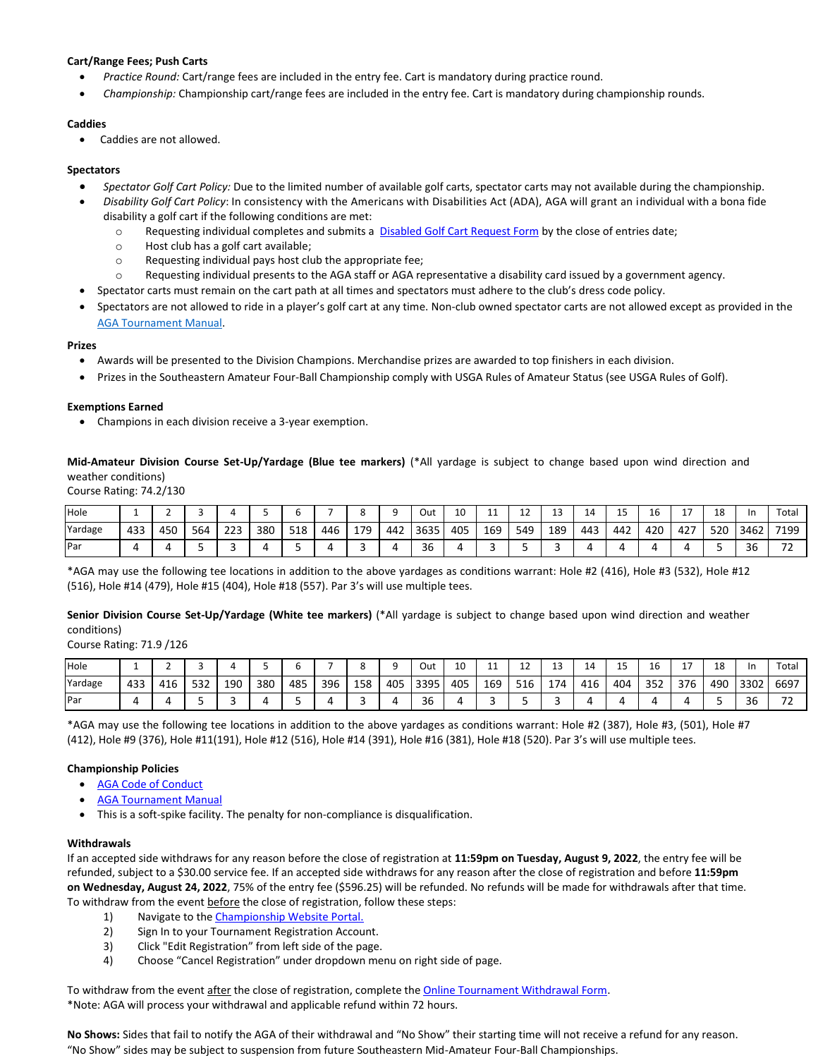**Cart/Range Fees; Push Carts**

- *Practice Round:* Cart/range fees are included in the entry fee. Cart is mandatory during practice round.
- *Championship:* Championship cart/range fees are included in the entry fee. Cart is mandatory during championship rounds.

**Caddies**

- Caddies are not allowed.

**Spectators**

- *Spectator Golf Cart Policy:* Due to the limited number of available golf carts, spectator carts may not available during the championship.
- *Disability Golf Cart Policy*: In consistency with the Americans with Disabilities Act (ADA), AGA will grant an individual with a bona fide disability a golf cart if the following conditions are met:
  - Requesting individual completes and submits a Disabled Golf Cart Request Form by the close of entries date;
  - Host club has a golf cart available;
  - Requesting individual pays host club the appropriate fee;
  - Requesting individual presents to the AGA staff or AGA representative a disability card issued by a government agency.
- Spectator carts must remain on the cart path at all times and spectators must adhere to the club's dress code policy.
- Spectators are not allowed to ride in a player's golf cart at any time. Non-club owned spectator carts are not allowed except as provided in the AGA Tournament Manual.

**Prizes**

- Awards will be presented to the Division Champions. Merchandise prizes are awarded to top finishers in each division.
- Prizes in the Southeastern Amateur Four-Ball Championship comply with USGA Rules of Amateur Status (see USGA Rules of Golf).

**Exemptions Earned**

- Champions in each division receive a 3-year exemption.

**Mid-Amateur Division Course Set-Up/Yardage (Blue tee markers)** (*All yardage is subject to change based upon wind direction and weather conditions)
Course Rating: 74.2/130

| Hole | 1 | 2 | 3 | 4 | 5 | 6 | 7 | 8 | 9 | Out | 10 | 11 | 12 | 13 | 14 | 15 | 16 | 17 | 18 | In | Total |
|---|---|---|---|---|---|---|---|---|---|---|---|---|---|---|---|---|---|---|---|---|---|
| Yardage | 433 | 450 | 564 | 223 | 380 | 518 | 446 | 179 | 442 | 3635 | 405 | 169 | 549 | 189 | 443 | 442 | 420 | 427 | 520 | 3462 | 7199 |
| Par | 4 | 4 | 5 | 3 | 4 | 5 | 4 | 3 | 4 | 36 | 4 | 3 | 5 | 3 | 4 | 4 | 4 | 4 | 5 | 36 | 72 |

*AGA may use the following tee locations in addition to the above yardages as conditions warrant: Hole #2 (416), Hole #3 (532), Hole #12 (516), Hole #14 (479), Hole #15 (404), Hole #18 (557). Par 3's will use multiple tees.

**Senior Division Course Set-Up/Yardage (White tee markers)** (*All yardage is subject to change based upon wind direction and weather conditions)
Course Rating: 71.9 /126

| Hole | 1 | 2 | 3 | 4 | 5 | 6 | 7 | 8 | 9 | Out | 10 | 11 | 12 | 13 | 14 | 15 | 16 | 17 | 18 | In | Total |
|---|---|---|---|---|---|---|---|---|---|---|---|---|---|---|---|---|---|---|---|---|---|
| Yardage | 433 | 416 | 532 | 190 | 380 | 485 | 396 | 158 | 405 | 3395 | 405 | 169 | 516 | 174 | 416 | 404 | 352 | 376 | 490 | 3302 | 6697 |
| Par | 4 | 4 | 5 | 3 | 4 | 5 | 4 | 3 | 4 | 36 | 4 | 3 | 5 | 3 | 4 | 4 | 4 | 4 | 5 | 36 | 72 |

*AGA may use the following tee locations in addition to the above yardages as conditions warrant: Hole #2 (387), Hole #3, (501), Hole #7 (412), Hole #9 (376), Hole #11(191), Hole #12 (516), Hole #14 (391), Hole #16 (381), Hole #18 (520). Par 3's will use multiple tees.

**Championship Policies**

- AGA Code of Conduct
- AGA Tournament Manual
- This is a soft-spike facility. The penalty for non-compliance is disqualification.

**Withdrawals**

If an accepted side withdraws for any reason before the close of registration at **11:59pm on Tuesday, August 9, 2022**, the entry fee will be refunded, subject to a $30.00 service fee. If an accepted side withdraws for any reason after the close of registration and before **11:59pm on Wednesday, August 24, 2022**, 75% of the entry fee ($596.25) will be refunded. No refunds will be made for withdrawals after that time. To withdraw from the event before the close of registration, follow these steps:

1) Navigate to the Championship Website Portal.
2) Sign In to your Tournament Registration Account.
3) Click "Edit Registration" from left side of the page.
4) Choose "Cancel Registration" under dropdown menu on right side of page.

To withdraw from the event after the close of registration, complete the Online Tournament Withdrawal Form.
*Note: AGA will process your withdrawal and applicable refund within 72 hours.

**No Shows:** Sides that fail to notify the AGA of their withdrawal and "No Show" their starting time will not receive a refund for any reason. "No Show" sides may be subject to suspension from future Southeastern Mid-Amateur Four-Ball Championships.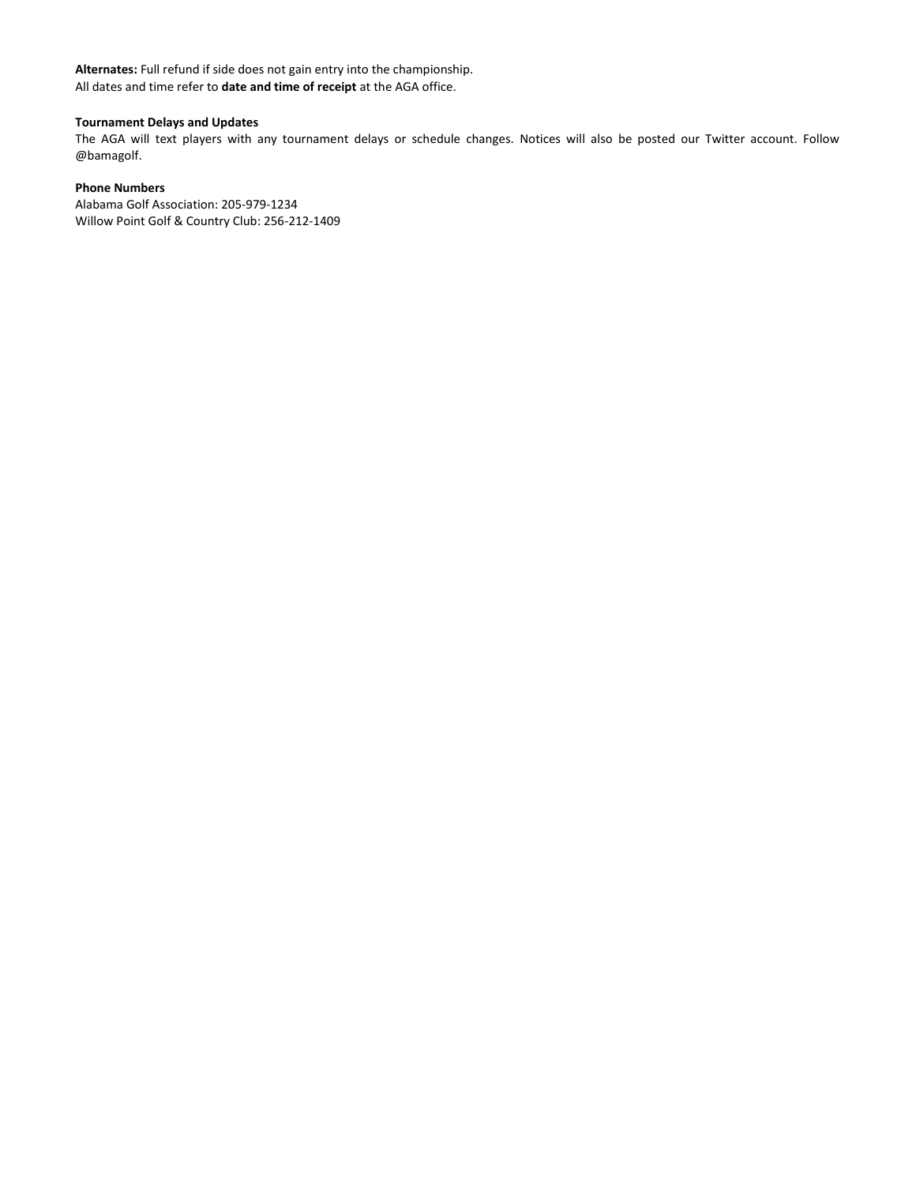**Alternates:** Full refund if side does not gain entry into the championship.
All dates and time refer to **date and time of receipt** at the AGA office.

**Tournament Delays and Updates**

The AGA will text players with any tournament delays or schedule changes. Notices will also be posted our Twitter account. Follow @bamagolf.

**Phone Numbers**

Alabama Golf Association: 205-979-1234
Willow Point Golf & Country Club: 256-212-1409